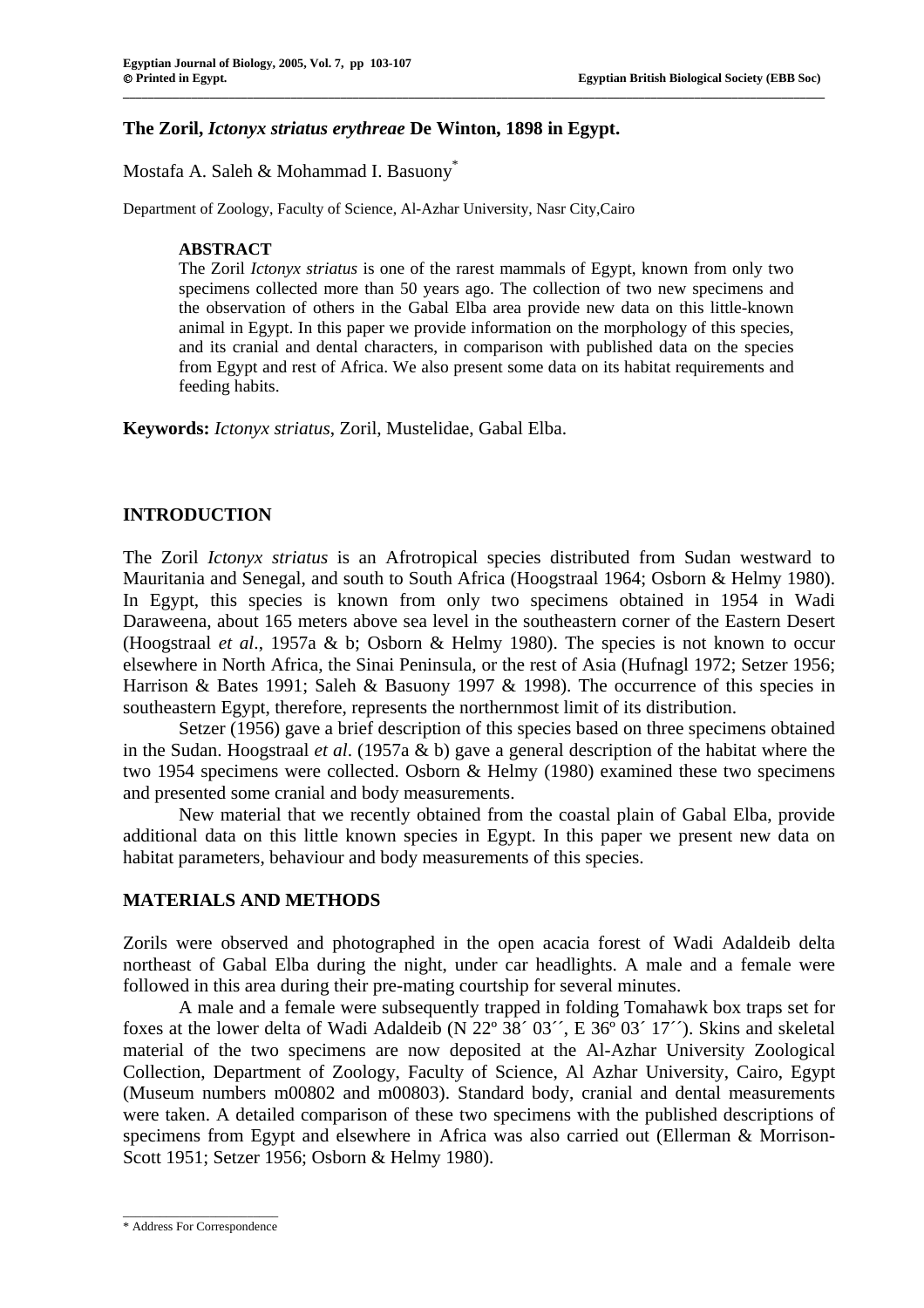# The Zoril, *Ictonyx striatus erythreae* De Winton, 1898 in Egypt.

Mostafa A. Saleh & Mohammad I. Basuony*

Department of Zoology, Faculty of Science, Al-Azhar University, Nasr City,Cairo

## ABSTRACT

The Zoril *Ictonyx striatus* is one of the rarest mammals of Egypt, known from only two specimens collected more than 50 years ago. The collection of two new specimens and the observation of others in the Gabal Elba area provide new data on this little-known animal in Egypt. In this paper we provide information on the morphology of this species, and its cranial and dental characters, in comparison with published data on the species from Egypt and rest of Africa. We also present some data on its habitat requirements and feeding habits.

**Keywords:** *Ictonyx striatus*, Zoril, Mustelidae, Gabal Elba.

## INTRODUCTION

The Zoril *Ictonyx striatus* is an Afrotropical species distributed from Sudan westward to Mauritania and Senegal, and south to South Africa (Hoogstraal 1964; Osborn & Helmy 1980). In Egypt, this species is known from only two specimens obtained in 1954 in Wadi Daraweena, about 165 meters above sea level in the southeastern corner of the Eastern Desert (Hoogstraal *et al*., 1957a & b; Osborn & Helmy 1980). The species is not known to occur elsewhere in North Africa, the Sinai Peninsula, or the rest of Asia (Hufnagl 1972; Setzer 1956; Harrison & Bates 1991; Saleh & Basuony 1997 & 1998). The occurrence of this species in southeastern Egypt, therefore, represents the northernmost limit of its distribution.

Setzer (1956) gave a brief description of this species based on three specimens obtained in the Sudan. Hoogstraal *et al*. (1957a & b) gave a general description of the habitat where the two 1954 specimens were collected. Osborn & Helmy (1980) examined these two specimens and presented some cranial and body measurements.

New material that we recently obtained from the coastal plain of Gabal Elba, provide additional data on this little known species in Egypt. In this paper we present new data on habitat parameters, behaviour and body measurements of this species.

## MATERIALS AND METHODS

Zorils were observed and photographed in the open acacia forest of Wadi Adaldeib delta northeast of Gabal Elba during the night, under car headlights. A male and a female were followed in this area during their pre-mating courtship for several minutes.

A male and a female were subsequently trapped in folding Tomahawk box traps set for foxes at the lower delta of Wadi Adaldeib (N 22º 38´ 03´´, E 36º 03´ 17´´). Skins and skeletal material of the two specimens are now deposited at the Al-Azhar University Zoological Collection, Department of Zoology, Faculty of Science, Al Azhar University, Cairo, Egypt (Museum numbers m00802 and m00803). Standard body, cranial and dental measurements were taken. A detailed comparison of these two specimens with the published descriptions of specimens from Egypt and elsewhere in Africa was also carried out (Ellerman & Morrison-Scott 1951; Setzer 1956; Osborn & Helmy 1980).

\* Address For Correspondence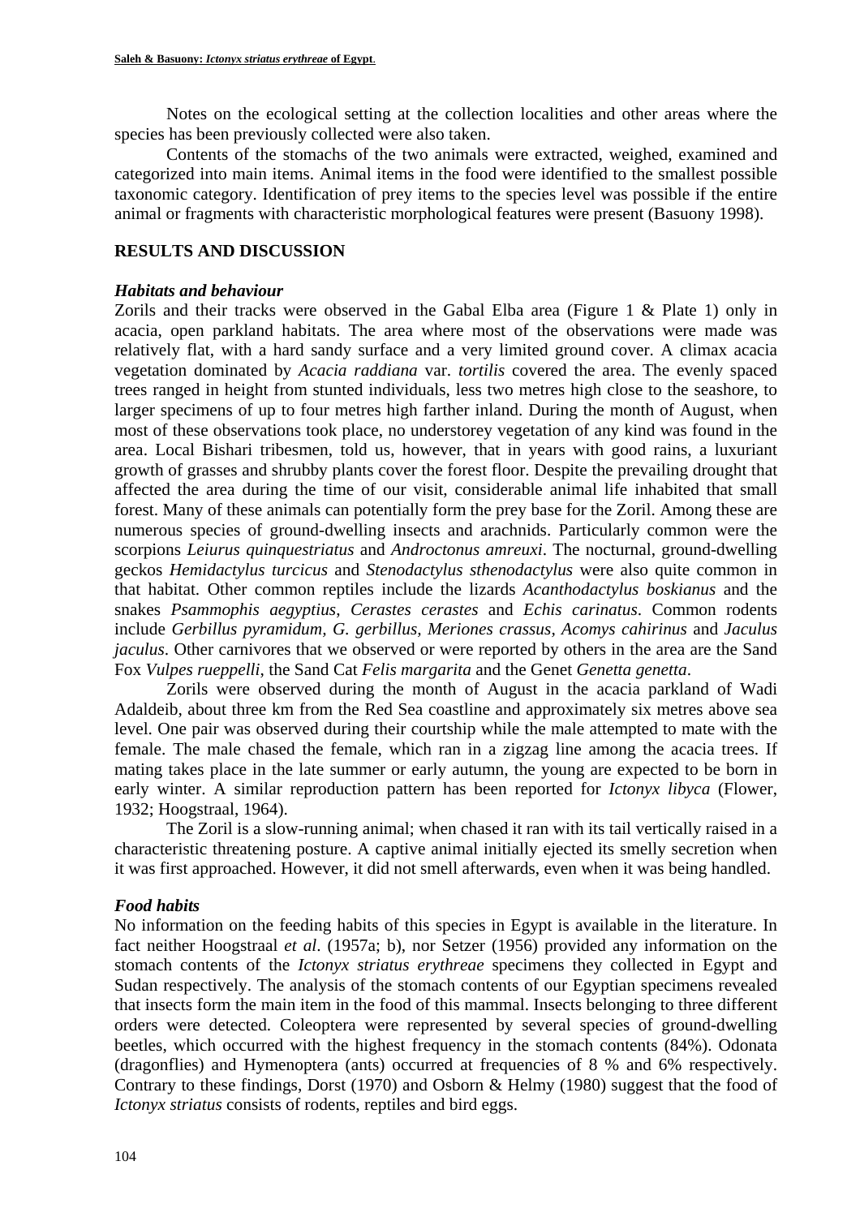Notes on the ecological setting at the collection localities and other areas where the species has been previously collected were also taken.

Contents of the stomachs of the two animals were extracted, weighed, examined and categorized into main items. Animal items in the food were identified to the smallest possible taxonomic category. Identification of prey items to the species level was possible if the entire animal or fragments with characteristic morphological features were present (Basuony 1998).

## RESULTS AND DISCUSSION

### *Habitats and behaviour*

Zorils and their tracks were observed in the Gabal Elba area (Figure 1 & Plate 1) only in acacia, open parkland habitats. The area where most of the observations were made was relatively flat, with a hard sandy surface and a very limited ground cover. A climax acacia vegetation dominated by *Acacia raddiana* var. *tortilis* covered the area. The evenly spaced trees ranged in height from stunted individuals, less two metres high close to the seashore, to larger specimens of up to four metres high farther inland. During the month of August, when most of these observations took place, no understorey vegetation of any kind was found in the area. Local Bishari tribesmen, told us, however, that in years with good rains, a luxuriant growth of grasses and shrubby plants cover the forest floor. Despite the prevailing drought that affected the area during the time of our visit, considerable animal life inhabited that small forest. Many of these animals can potentially form the prey base for the Zoril. Among these are numerous species of ground-dwelling insects and arachnids. Particularly common were the scorpions *Leiurus quinquestriatus* and *Androctonus amreuxi*. The nocturnal, ground-dwelling geckos *Hemidactylus turcicus* and *Stenodactylus sthenodactylus* were also quite common in that habitat. Other common reptiles include the lizards *Acanthodactylus boskianus* and the snakes *Psammophis aegyptius*, *Cerastes cerastes* and *Echis carinatus*. Common rodents include *Gerbillus pyramidum, G. gerbillus*, *Meriones crassus*, *Acomys cahirinus* and *Jaculus jaculus*. Other carnivores that we observed or were reported by others in the area are the Sand Fox *Vulpes rueppelli*, the Sand Cat *Felis margarita* and the Genet *Genetta genetta*.

Zorils were observed during the month of August in the acacia parkland of Wadi Adaldeib, about three km from the Red Sea coastline and approximately six metres above sea level. One pair was observed during their courtship while the male attempted to mate with the female. The male chased the female, which ran in a zigzag line among the acacia trees. If mating takes place in the late summer or early autumn, the young are expected to be born in early winter. A similar reproduction pattern has been reported for *Ictonyx libyca* (Flower, 1932; Hoogstraal, 1964).

The Zoril is a slow-running animal; when chased it ran with its tail vertically raised in a characteristic threatening posture. A captive animal initially ejected its smelly secretion when it was first approached. However, it did not smell afterwards, even when it was being handled.

### *Food habits*

No information on the feeding habits of this species in Egypt is available in the literature. In fact neither Hoogstraal *et al*. (1957a; b), nor Setzer (1956) provided any information on the stomach contents of the *Ictonyx striatus erythreae* specimens they collected in Egypt and Sudan respectively. The analysis of the stomach contents of our Egyptian specimens revealed that insects form the main item in the food of this mammal. Insects belonging to three different orders were detected. Coleoptera were represented by several species of ground-dwelling beetles, which occurred with the highest frequency in the stomach contents (84%). Odonata (dragonflies) and Hymenoptera (ants) occurred at frequencies of 8 % and 6% respectively. Contrary to these findings, Dorst (1970) and Osborn & Helmy (1980) suggest that the food of *Ictonyx striatus* consists of rodents, reptiles and bird eggs.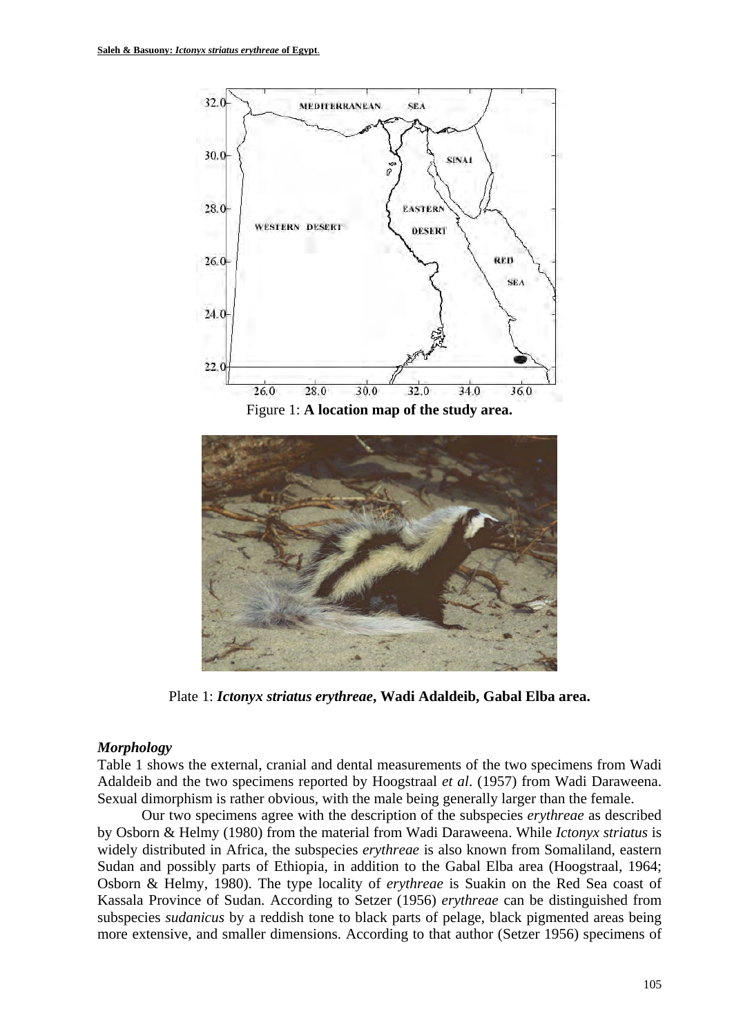Figure 1: **A location map of the study area.**

Plate 1: ***Ictonyx striatus erythreae*, Wadi Adaldeib, Gabal Elba area.**

### *Morphology*

Table 1 shows the external, cranial and dental measurements of the two specimens from Wadi Adaldeib and the two specimens reported by Hoogstraal *et al*. (1957) from Wadi Daraweena. Sexual dimorphism is rather obvious, with the male being generally larger than the female.

Our two specimens agree with the description of the subspecies *erythreae* as described by Osborn & Helmy (1980) from the material from Wadi Daraweena. While *Ictonyx striatus* is widely distributed in Africa, the subspecies *erythreae* is also known from Somaliland, eastern Sudan and possibly parts of Ethiopia, in addition to the Gabal Elba area (Hoogstraal, 1964; Osborn & Helmy, 1980). The type locality of *erythreae* is Suakin on the Red Sea coast of Kassala Province of Sudan. According to Setzer (1956) *erythreae* can be distinguished from subspecies *sudanicus* by a reddish tone to black parts of pelage, black pigmented areas being more extensive, and smaller dimensions. According to that author (Setzer 1956) specimens of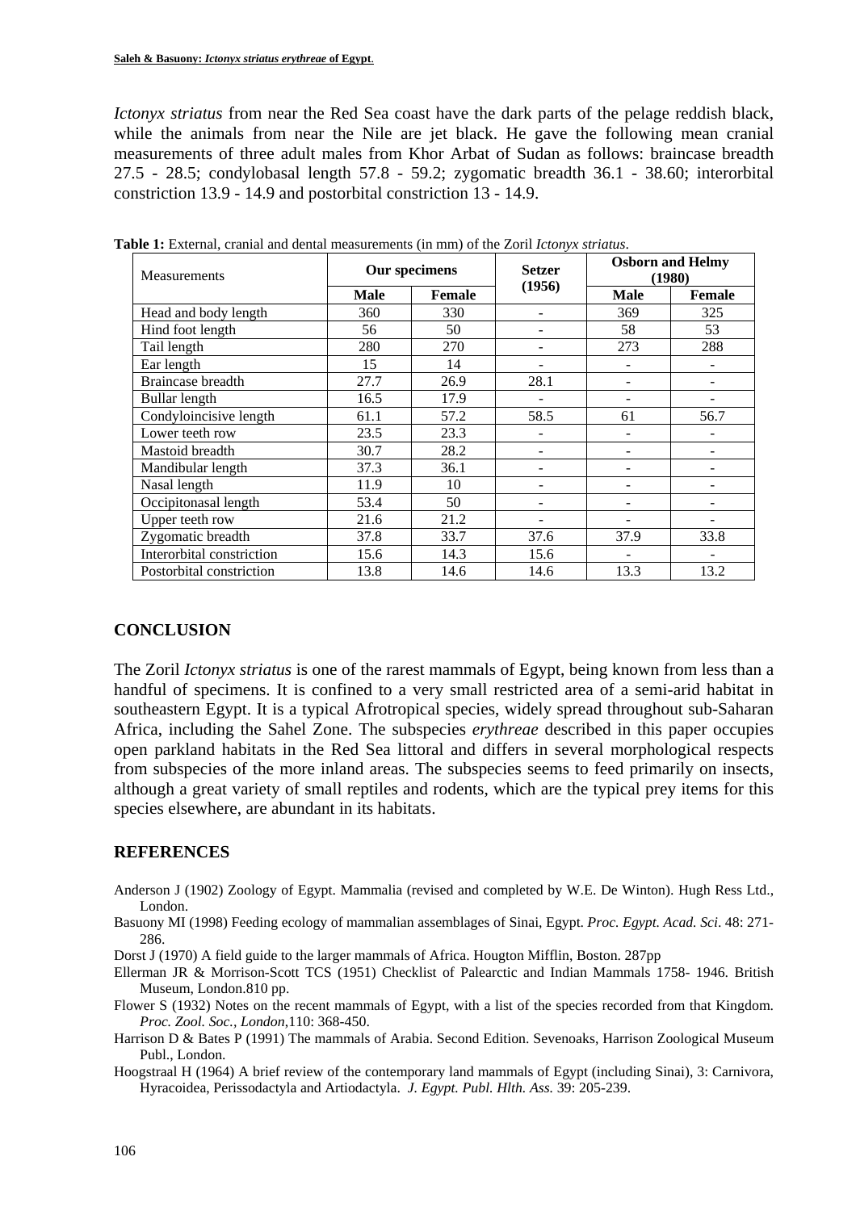*Ictonyx striatus* from near the Red Sea coast have the dark parts of the pelage reddish black, while the animals from near the Nile are jet black. He gave the following mean cranial measurements of three adult males from Khor Arbat of Sudan as follows: braincase breadth 27.5 - 28.5; condylobasal length 57.8 - 59.2; zygomatic breadth 36.1 - 38.60; interorbital constriction 13.9 - 14.9 and postorbital constriction 13 - 14.9.

**Table 1:** External, cranial and dental measurements (in mm) of the Zoril *Ictonyx striatus*.

| Measurements | Our specimens | | Setzer (1956) | Osborn and Helmy (1980) | |
|---|---|---|---|---|---|
| | **Male** | **Female** | | **Male** | **Female** |
| Head and body length | 360 | 330 | - | 369 | 325 |
| Hind foot length | 56 | 50 | - | 58 | 53 |
| Tail length | 280 | 270 | - | 273 | 288 |
| Ear length | 15 | 14 | - | - | - |
| Braincase breadth | 27.7 | 26.9 | 28.1 | - | - |
| Bullar length | 16.5 | 17.9 | - | - | - |
| Condyloincisive length | 61.1 | 57.2 | 58.5 | 61 | 56.7 |
| Lower teeth row | 23.5 | 23.3 | - | - | - |
| Mastoid breadth | 30.7 | 28.2 | - | - | - |
| Mandibular length | 37.3 | 36.1 | - | - | - |
| Nasal length | 11.9 | 10 | - | - | - |
| Occipitonasal length | 53.4 | 50 | - | - | - |
| Upper teeth row | 21.6 | 21.2 | - | - | - |
| Zygomatic breadth | 37.8 | 33.7 | 37.6 | 37.9 | 33.8 |
| Interorbital constriction | 15.6 | 14.3 | 15.6 | - | - |
| Postorbital constriction | 13.8 | 14.6 | 14.6 | 13.3 | 13.2 |

## CONCLUSION

The Zoril *Ictonyx striatus* is one of the rarest mammals of Egypt, being known from less than a handful of specimens. It is confined to a very small restricted area of a semi-arid habitat in southeastern Egypt. It is a typical Afrotropical species, widely spread throughout sub-Saharan Africa, including the Sahel Zone. The subspecies *erythreae* described in this paper occupies open parkland habitats in the Red Sea littoral and differs in several morphological respects from subspecies of the more inland areas. The subspecies seems to feed primarily on insects, although a great variety of small reptiles and rodents, which are the typical prey items for this species elsewhere, are abundant in its habitats.

## REFERENCES

Anderson J (1902) Zoology of Egypt. Mammalia (revised and completed by W.E. De Winton). Hugh Ress Ltd., London.

Basuony MI (1998) Feeding ecology of mammalian assemblages of Sinai, Egypt. *Proc. Egypt. Acad. Sci*. 48: 271-286.

Dorst J (1970) A field guide to the larger mammals of Africa. Hougton Mifflin, Boston. 287pp

Ellerman JR & Morrison-Scott TCS (1951) Checklist of Palearctic and Indian Mammals 1758- 1946. British Museum, London.810 pp.

Flower S (1932) Notes on the recent mammals of Egypt, with a list of the species recorded from that Kingdom. *Proc. Zool. Soc., London*,110: 368-450.

Harrison D & Bates P (1991) The mammals of Arabia. Second Edition. Sevenoaks, Harrison Zoological Museum Publ., London.

Hoogstraal H (1964) A brief review of the contemporary land mammals of Egypt (including Sinai), 3: Carnivora, Hyracoidea, Perissodactyla and Artiodactyla. *J. Egypt. Publ. Hlth. Ass.* 39: 205-239.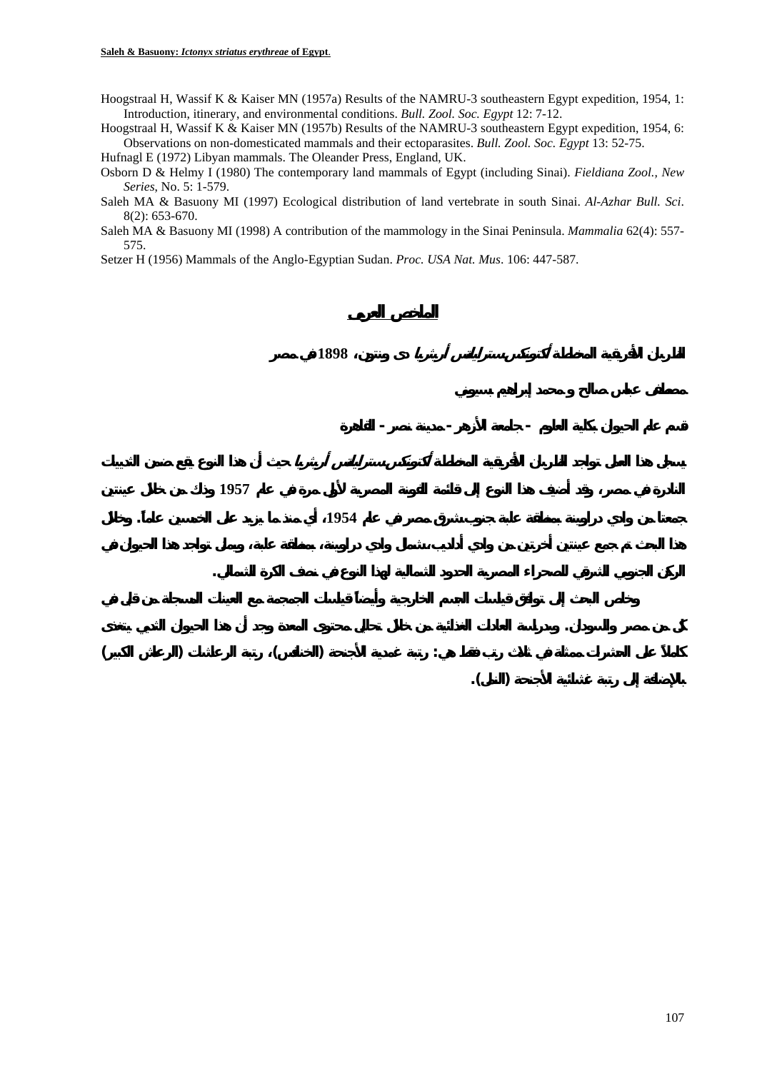Hoogstraal H, Wassif K & Kaiser MN (1957a) Results of the NAMRU-3 southeastern Egypt expedition, 1954, 1: Introduction, itinerary, and environmental conditions. *Bull. Zool. Soc. Egypt* 12: 7-12.

Hoogstraal H, Wassif K & Kaiser MN (1957b) Results of the NAMRU-3 southeastern Egypt expedition, 1954, 6: Observations on non-domesticated mammals and their ectoparasites. *Bull. Zool. Soc. Egypt* 13: 52-75.

Hufnagl E (1972) Libyan mammals. The Oleander Press, England, UK.

Osborn D & Helmy I (1980) The contemporary land mammals of Egypt (including Sinai). *Fieldiana Zool., New Series*, No. 5: 1-579.

Saleh MA & Basuony MI (1997) Ecological distribution of land vertebrate in south Sinai. *Al-Azhar Bull. Sci*. 8(2): 653-670.

Saleh MA & Basuony MI (1998) A contribution of the mammology in the Sinai Peninsula. *Mammalia* 62(4): 557-575.

Setzer H (1956) Mammals of the Anglo-Egyptian Sudan. *Proc. USA Nat. Mus*. 106: 447-587.

## الملخص العربي

**الظربان الأفريقية المخططة *اكتونكس ستراياتس أريثريا* دى ونتون، 1898 في مصر**

**مصطفى عباس صالح و محمد إبراهيم بسيوني**

**قسم علم الحيوان بكلية العلوم - جامعة الأزهر - مدينة نصر - القاهرة**

يسجل هذا العمل تواجد الظربان الأفريقية المخططة *اكتونكس ستراياتس أريثريا* حيث أن هذا النوع يقع ضمن الثدييات النادرة في مصر، وقد أضيف هذا النوع إلى قائمة الفونة المصرية لأول مرة في عام 1957 وذلك من خلال عينتين جمعتا من وادي دراوينة بمنطقة علبة جنوب شرق مصر في عام 1954، أي منذ ما يزيد على الخمسين عاماً. وخلال هذا البحث تم جمع عينتين أخريتين من وادي أداديب بشمال وادي دراوينة، بمنطقة علبة، ويمثل تواجد هذا الحيوان في الركن الجنوبي الشرقي للصحراء المصرية الحدود الشمالية لهذا النوع في نصف الكرة الشمالي.

وخلص البحث إلى توافق قياسات الجسم الخارجية وأيضاً قياسات الجمجمة مع العينات المسجلة من قبل في كل من مصر والسودان. وبدراسة العادات الغذائية من خلال تحليل محتوى المعدة وجد أن هذا الحيوان الثديي يتغذى كاملاً على الحشرات ممثلة في ثلاث رتب فقط هي: رتبة غمدية الأجنحة (الخنافس)، رتبة الرعاشات (الرعاش الكبير) بالإضافة إلى رتبة غشائية الأجنحة (النمل).